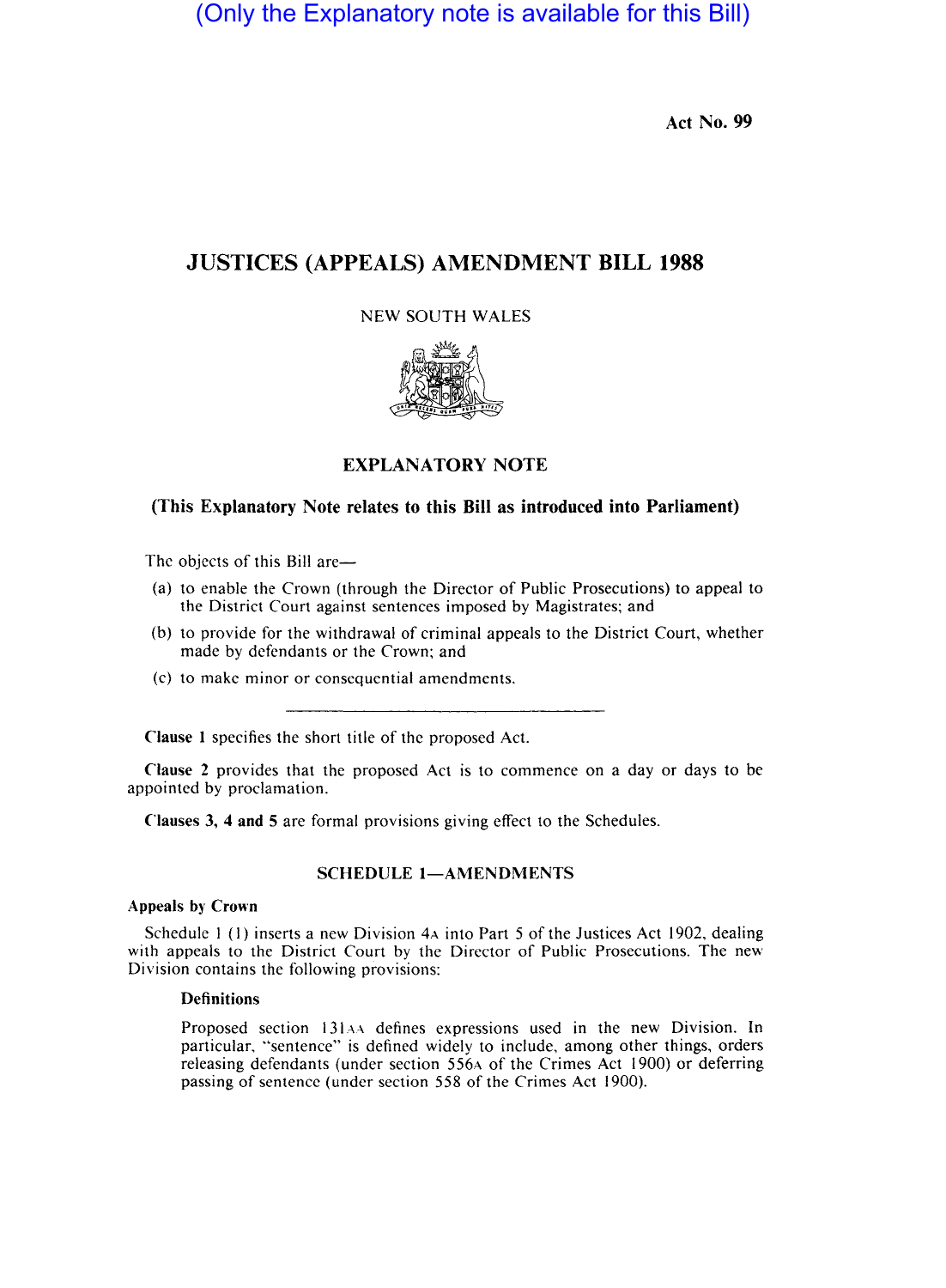(Only the Explanatory note is available for this Bill)

Act No. 99

# JUSTICES (APPEALS) AMENDMENT BILL 1988

NEW SOUTH WALES

## EXPLANATORY NOTE

**(This Explanatory Note relates to this Bill as introduced into Parliament)**

The objects of this Bill are—

(a) to enable the Crown (through the Director of Public Prosecutions) to appeal to the District Court against sentences imposed by Magistrates; and

(b) to provide for the withdrawal of criminal appeals to the District Court, whether made by defendants or the Crown; and

(c) to make minor or consequential amendments.

---

**Clause 1** specifies the short title of the proposed Act.

**Clause 2** provides that the proposed Act is to commence on a day or days to be appointed by proclamation.

**Clauses 3, 4 and 5** are formal provisions giving effect to the Schedules.

### SCHEDULE 1—AMENDMENTS

**Appeals by Crown**

Schedule 1 (1) inserts a new Division 4A into Part 5 of the Justices Act 1902, dealing with appeals to the District Court by the Director of Public Prosecutions. The new Division contains the following provisions:

**Definitions**

Proposed section 131AA defines expressions used in the new Division. In particular, "sentence" is defined widely to include, among other things, orders releasing defendants (under section 556A of the Crimes Act 1900) or deferring passing of sentence (under section 558 of the Crimes Act 1900).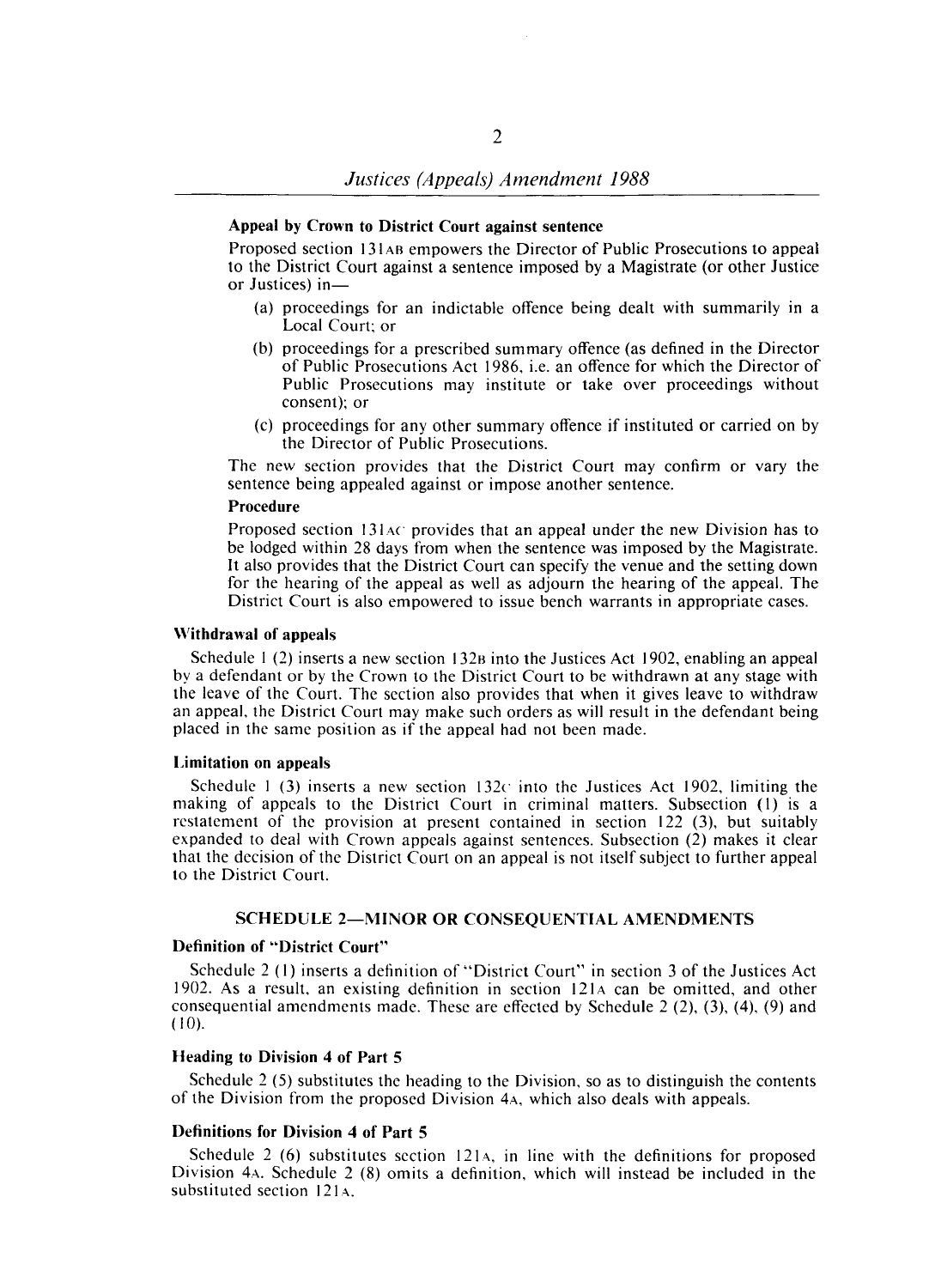**Appeal by Crown to District Court against sentence**

Proposed section 131AB empowers the Director of Public Prosecutions to appeal to the District Court against a sentence imposed by a Magistrate (or other Justice or Justices) in—

(a) proceedings for an indictable offence being dealt with summarily in a Local Court; or

(b) proceedings for a prescribed summary offence (as defined in the Director of Public Prosecutions Act 1986, i.e. an offence for which the Director of Public Prosecutions may institute or take over proceedings without consent); or

(c) proceedings for any other summary offence if instituted or carried on by the Director of Public Prosecutions.

The new section provides that the District Court may confirm or vary the sentence being appealed against or impose another sentence.

**Procedure**

Proposed section 131AC provides that an appeal under the new Division has to be lodged within 28 days from when the sentence was imposed by the Magistrate. It also provides that the District Court can specify the venue and the setting down for the hearing of the appeal as well as adjourn the hearing of the appeal. The District Court is also empowered to issue bench warrants in appropriate cases.

**Withdrawal of appeals**

Schedule 1 (2) inserts a new section 132B into the Justices Act 1902, enabling an appeal by a defendant or by the Crown to the District Court to be withdrawn at any stage with the leave of the Court. The section also provides that when it gives leave to withdraw an appeal, the District Court may make such orders as will result in the defendant being placed in the same position as if the appeal had not been made.

**Limitation on appeals**

Schedule 1 (3) inserts a new section 132C into the Justices Act 1902, limiting the making of appeals to the District Court in criminal matters. Subsection (1) is a restatement of the provision at present contained in section 122 (3), but suitably expanded to deal with Crown appeals against sentences. Subsection (2) makes it clear that the decision of the District Court on an appeal is not itself subject to further appeal to the District Court.

## SCHEDULE 2—MINOR OR CONSEQUENTIAL AMENDMENTS

**Definition of "District Court"**

Schedule 2 (1) inserts a definition of "District Court" in section 3 of the Justices Act 1902. As a result, an existing definition in section 121A can be omitted, and other consequential amendments made. These are effected by Schedule 2 (2), (3), (4), (9) and (10).

**Heading to Division 4 of Part 5**

Schedule 2 (5) substitutes the heading to the Division, so as to distinguish the contents of the Division from the proposed Division 4A, which also deals with appeals.

**Definitions for Division 4 of Part 5**

Schedule 2 (6) substitutes section 121A, in line with the definitions for proposed Division 4A. Schedule 2 (8) omits a definition, which will instead be included in the substituted section 121A.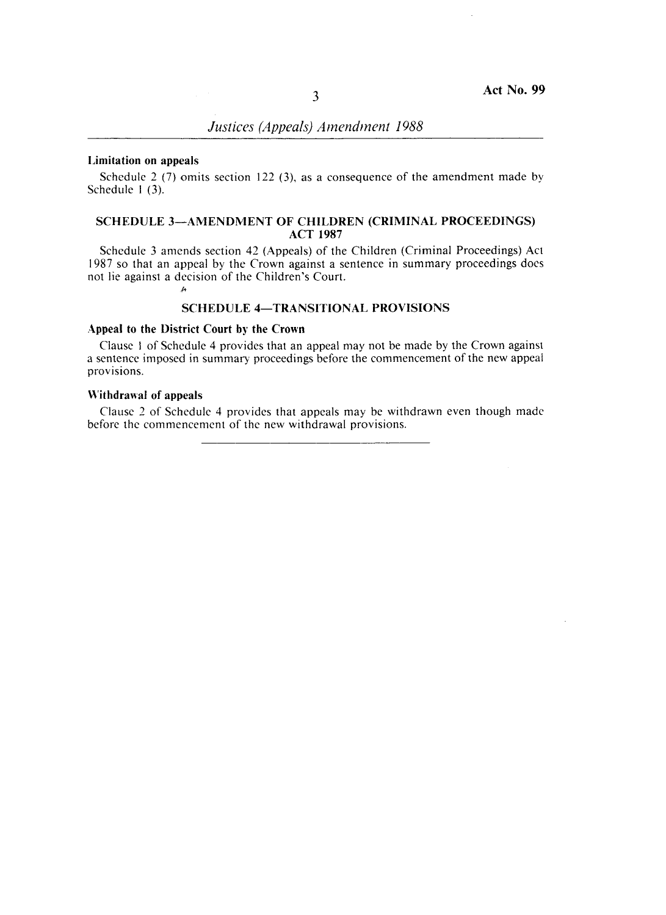**Limitation on appeals**

Schedule 2 (7) omits section 122 (3), as a consequence of the amendment made by Schedule 1 (3).

## SCHEDULE 3—AMENDMENT OF CHILDREN (CRIMINAL PROCEEDINGS) ACT 1987

Schedule 3 amends section 42 (Appeals) of the Children (Criminal Proceedings) Act 1987 so that an appeal by the Crown against a sentence in summary proceedings does not lie against a decision of the Children's Court.

## SCHEDULE 4—TRANSITIONAL PROVISIONS

**Appeal to the District Court by the Crown**

Clause 1 of Schedule 4 provides that an appeal may not be made by the Crown against a sentence imposed in summary proceedings before the commencement of the new appeal provisions.

**Withdrawal of appeals**

Clause 2 of Schedule 4 provides that appeals may be withdrawn even though made before the commencement of the new withdrawal provisions.